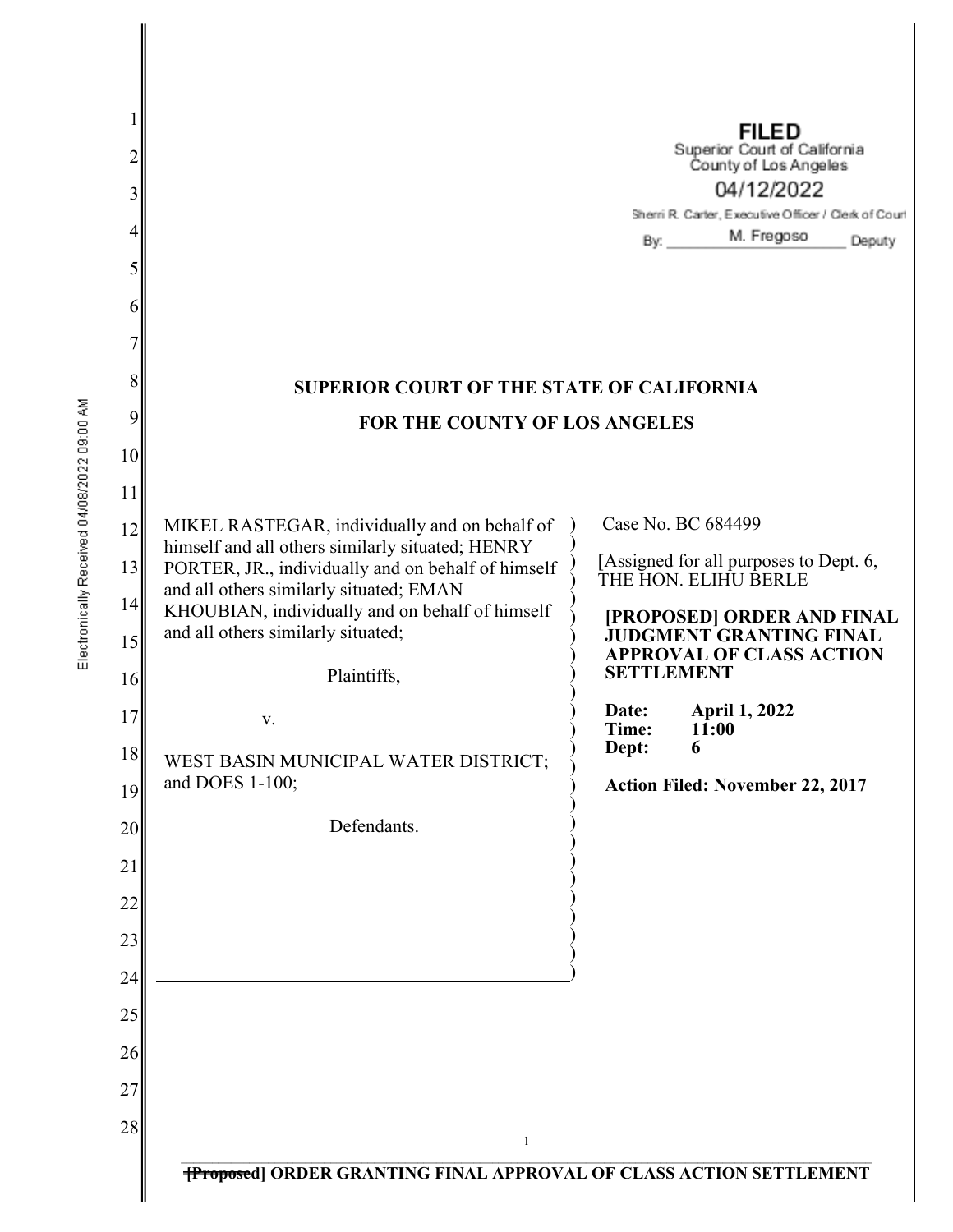FILED
Superior Court of California
County of Los Angeles
04/12/2022
Sherri R. Carter, Executive Officer / Clerk of Court
By: M. Fregoso Deputy

Electronically Received 04/08/2022 09:00 AM

**SUPERIOR COURT OF THE STATE OF CALIFORNIA**

**FOR THE COUNTY OF LOS ANGELES**

MIKEL RASTEGAR, individually and on behalf of himself and all others similarly situated; HENRY PORTER, JR., individually and on behalf of himself and all others similarly situated; EMAN KHOUBIAN, individually and on behalf of himself and all others similarly situated;

Plaintiffs,

v.

WEST BASIN MUNICIPAL WATER DISTRICT; and DOES 1-100;

Defendants.

Case No. BC 684499

[Assigned for all purposes to Dept. 6, THE HON. ELIHU BERLE

**[PROPOSED] ORDER AND FINAL JUDGMENT GRANTING FINAL APPROVAL OF CLASS ACTION SETTLEMENT**

**Date:** **April 1, 2022**
**Time:** **11:00**
**Dept:** **6**

**Action Filed: November 22, 2017**

~~[Proposed]~~ **ORDER GRANTING FINAL APPROVAL OF CLASS ACTION SETTLEMENT**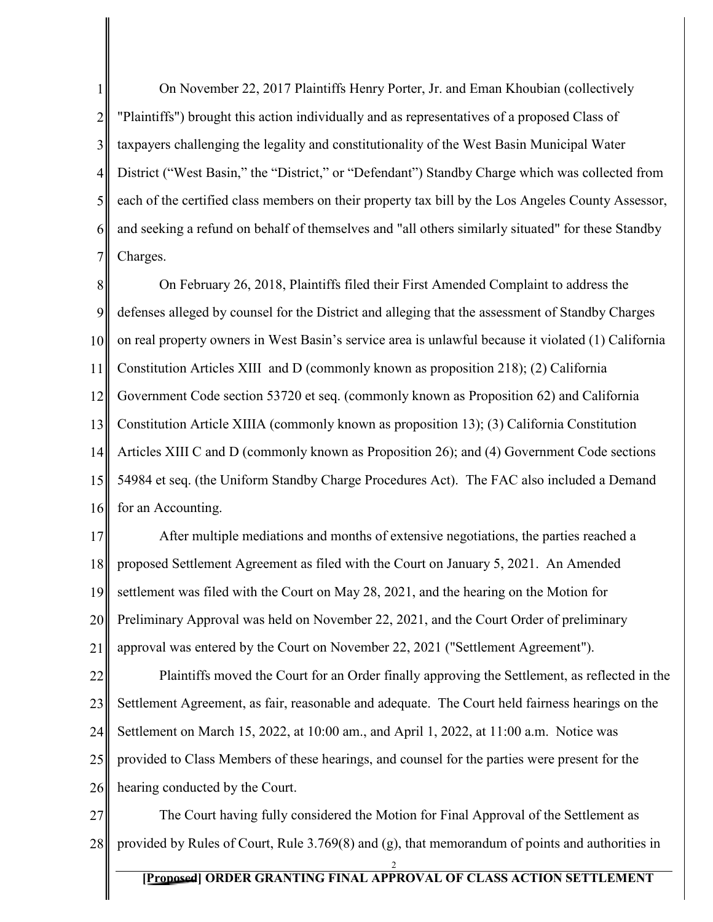On November 22, 2017 Plaintiffs Henry Porter, Jr. and Eman Khoubian (collectively "Plaintiffs") brought this action individually and as representatives of a proposed Class of taxpayers challenging the legality and constitutionality of the West Basin Municipal Water District ("West Basin," the "District," or "Defendant") Standby Charge which was collected from each of the certified class members on their property tax bill by the Los Angeles County Assessor, and seeking a refund on behalf of themselves and "all others similarly situated" for these Standby Charges.

On February 26, 2018, Plaintiffs filed their First Amended Complaint to address the defenses alleged by counsel for the District and alleging that the assessment of Standby Charges on real property owners in West Basin's service area is unlawful because it violated (1) California Constitution Articles XIII and D (commonly known as proposition 218); (2) California Government Code section 53720 et seq. (commonly known as Proposition 62) and California Constitution Article XIIIA (commonly known as proposition 13); (3) California Constitution Articles XIII C and D (commonly known as Proposition 26); and (4) Government Code sections 54984 et seq. (the Uniform Standby Charge Procedures Act). The FAC also included a Demand for an Accounting.

After multiple mediations and months of extensive negotiations, the parties reached a proposed Settlement Agreement as filed with the Court on January 5, 2021. An Amended settlement was filed with the Court on May 28, 2021, and the hearing on the Motion for Preliminary Approval was held on November 22, 2021, and the Court Order of preliminary approval was entered by the Court on November 22, 2021 ("Settlement Agreement").

Plaintiffs moved the Court for an Order finally approving the Settlement, as reflected in the Settlement Agreement, as fair, reasonable and adequate. The Court held fairness hearings on the Settlement on March 15, 2022, at 10:00 am., and April 1, 2022, at 11:00 a.m. Notice was provided to Class Members of these hearings, and counsel for the parties were present for the hearing conducted by the Court.

The Court having fully considered the Motion for Final Approval of the Settlement as provided by Rules of Court, Rule 3.769(8) and (g), that memorandum of points and authorities in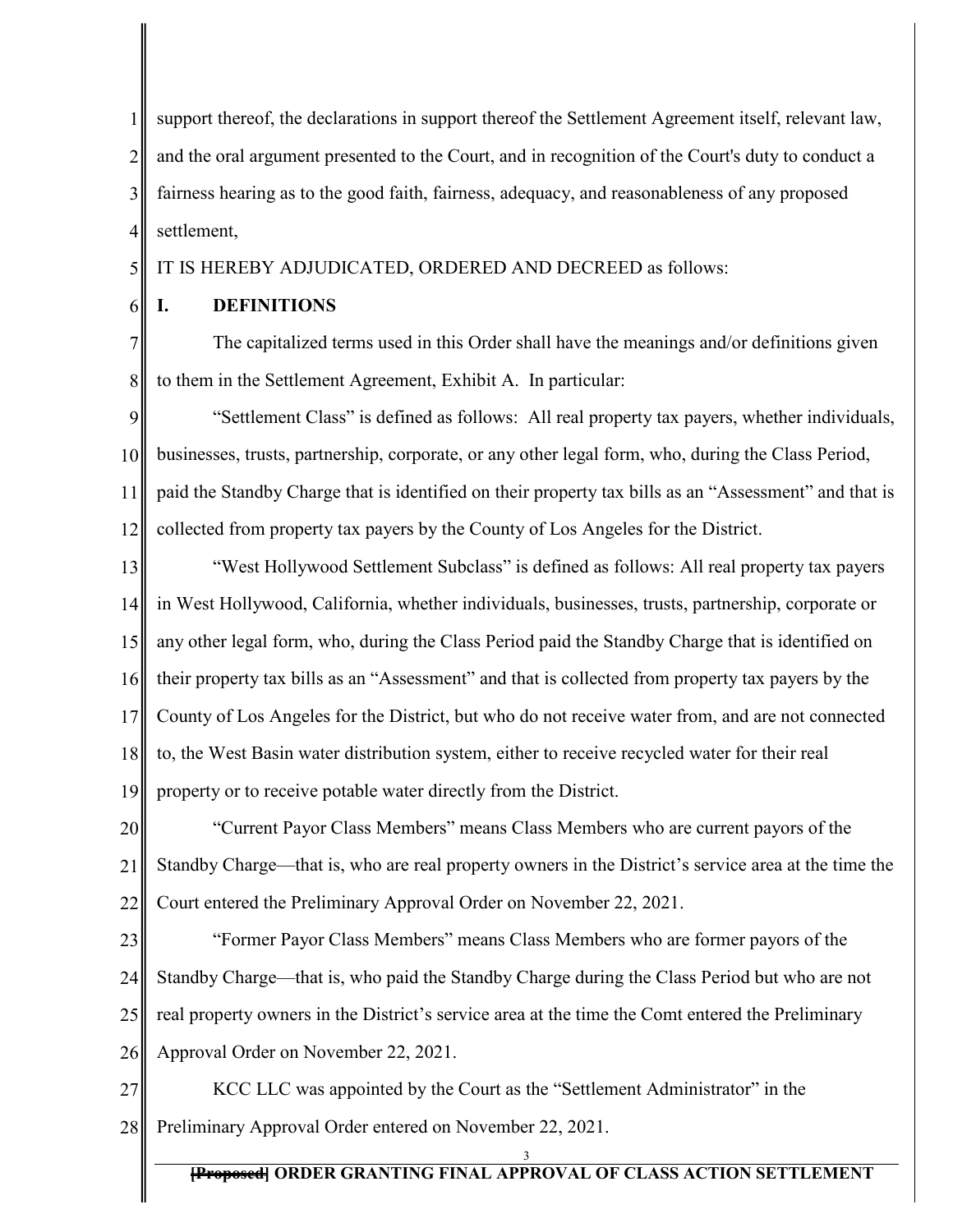support thereof, the declarations in support thereof the Settlement Agreement itself, relevant law, and the oral argument presented to the Court, and in recognition of the Court's duty to conduct a fairness hearing as to the good faith, fairness, adequacy, and reasonableness of any proposed settlement,

IT IS HEREBY ADJUDICATED, ORDERED AND DECREED as follows:

## I. DEFINITIONS

The capitalized terms used in this Order shall have the meanings and/or definitions given to them in the Settlement Agreement, Exhibit A. In particular:

"Settlement Class" is defined as follows: All real property tax payers, whether individuals, businesses, trusts, partnership, corporate, or any other legal form, who, during the Class Period, paid the Standby Charge that is identified on their property tax bills as an "Assessment" and that is collected from property tax payers by the County of Los Angeles for the District.

"West Hollywood Settlement Subclass" is defined as follows: All real property tax payers in West Hollywood, California, whether individuals, businesses, trusts, partnership, corporate or any other legal form, who, during the Class Period paid the Standby Charge that is identified on their property tax bills as an "Assessment" and that is collected from property tax payers by the County of Los Angeles for the District, but who do not receive water from, and are not connected to, the West Basin water distribution system, either to receive recycled water for their real property or to receive potable water directly from the District.

"Current Payor Class Members" means Class Members who are current payors of the Standby Charge—that is, who are real property owners in the District's service area at the time the Court entered the Preliminary Approval Order on November 22, 2021.

"Former Payor Class Members" means Class Members who are former payors of the Standby Charge—that is, who paid the Standby Charge during the Class Period but who are not real property owners in the District's service area at the time the Comt entered the Preliminary Approval Order on November 22, 2021.

KCC LLC was appointed by the Court as the "Settlement Administrator" in the Preliminary Approval Order entered on November 22, 2021.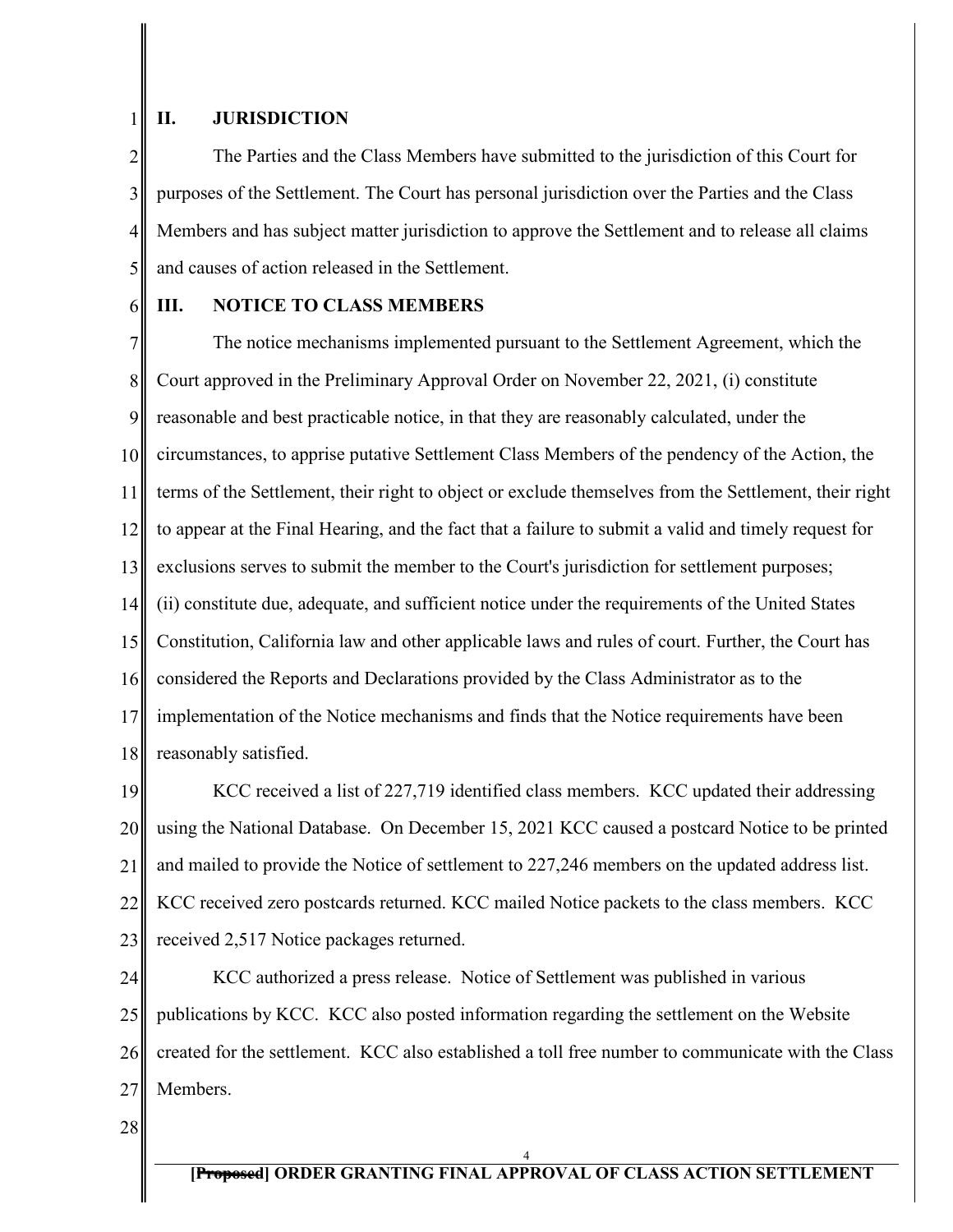## II. JURISDICTION

The Parties and the Class Members have submitted to the jurisdiction of this Court for purposes of the Settlement. The Court has personal jurisdiction over the Parties and the Class Members and has subject matter jurisdiction to approve the Settlement and to release all claims and causes of action released in the Settlement.

## III. NOTICE TO CLASS MEMBERS

The notice mechanisms implemented pursuant to the Settlement Agreement, which the Court approved in the Preliminary Approval Order on November 22, 2021, (i) constitute reasonable and best practicable notice, in that they are reasonably calculated, under the circumstances, to apprise putative Settlement Class Members of the pendency of the Action, the terms of the Settlement, their right to object or exclude themselves from the Settlement, their right to appear at the Final Hearing, and the fact that a failure to submit a valid and timely request for exclusions serves to submit the member to the Court's jurisdiction for settlement purposes; (ii) constitute due, adequate, and sufficient notice under the requirements of the United States Constitution, California law and other applicable laws and rules of court. Further, the Court has considered the Reports and Declarations provided by the Class Administrator as to the implementation of the Notice mechanisms and finds that the Notice requirements have been reasonably satisfied.

KCC received a list of 227,719 identified class members. KCC updated their addressing using the National Database. On December 15, 2021 KCC caused a postcard Notice to be printed and mailed to provide the Notice of settlement to 227,246 members on the updated address list. KCC received zero postcards returned. KCC mailed Notice packets to the class members. KCC received 2,517 Notice packages returned.

KCC authorized a press release. Notice of Settlement was published in various publications by KCC. KCC also posted information regarding the settlement on the Website created for the settlement. KCC also established a toll free number to communicate with the Class Members.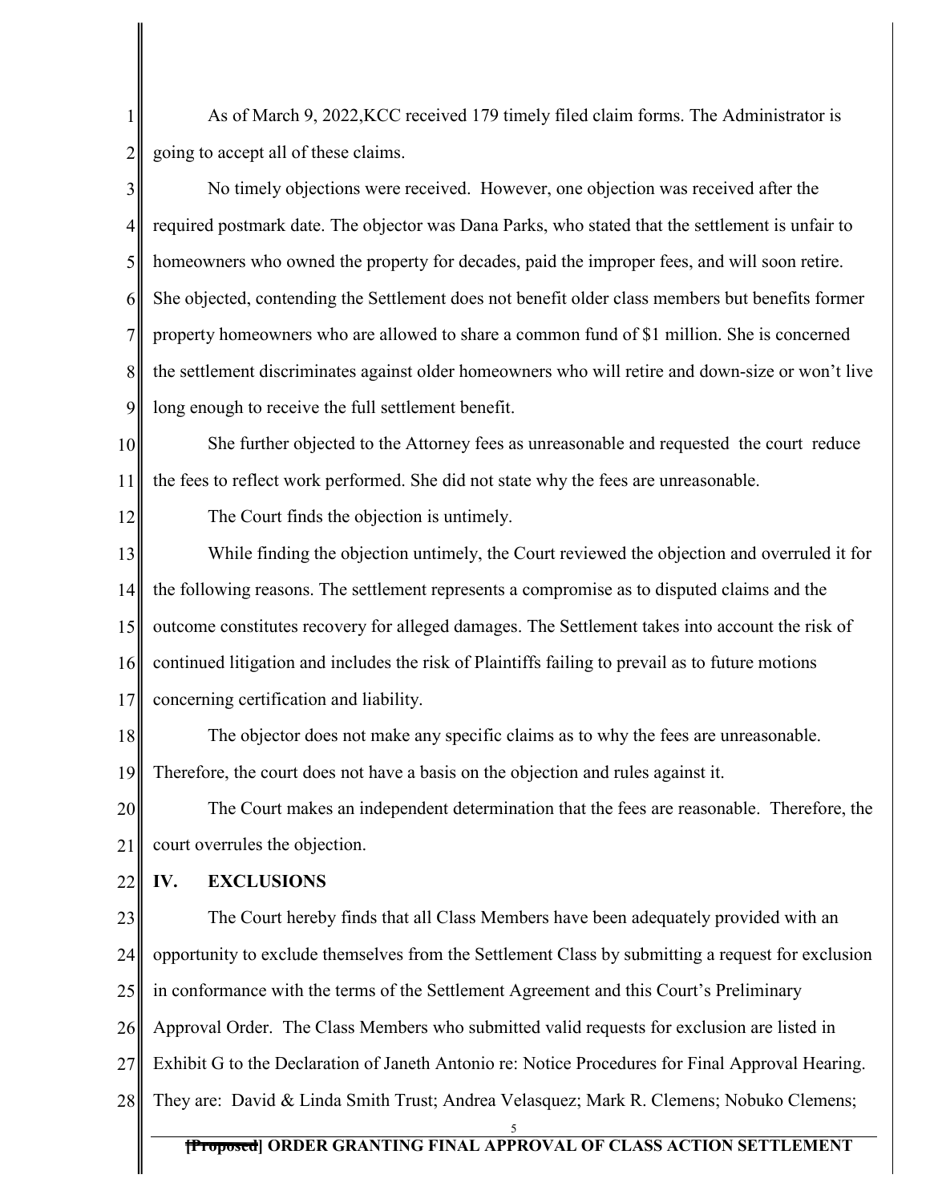As of March 9, 2022,KCC received 179 timely filed claim forms. The Administrator is going to accept all of these claims.

No timely objections were received. However, one objection was received after the required postmark date. The objector was Dana Parks, who stated that the settlement is unfair to homeowners who owned the property for decades, paid the improper fees, and will soon retire. She objected, contending the Settlement does not benefit older class members but benefits former property homeowners who are allowed to share a common fund of $1 million. She is concerned the settlement discriminates against older homeowners who will retire and down-size or won't live long enough to receive the full settlement benefit.

She further objected to the Attorney fees as unreasonable and requested the court reduce the fees to reflect work performed. She did not state why the fees are unreasonable.

The Court finds the objection is untimely.

While finding the objection untimely, the Court reviewed the objection and overruled it for the following reasons. The settlement represents a compromise as to disputed claims and the outcome constitutes recovery for alleged damages. The Settlement takes into account the risk of continued litigation and includes the risk of Plaintiffs failing to prevail as to future motions concerning certification and liability.

The objector does not make any specific claims as to why the fees are unreasonable. Therefore, the court does not have a basis on the objection and rules against it.

The Court makes an independent determination that the fees are reasonable. Therefore, the court overrules the objection.

## IV. EXCLUSIONS

The Court hereby finds that all Class Members have been adequately provided with an opportunity to exclude themselves from the Settlement Class by submitting a request for exclusion in conformance with the terms of the Settlement Agreement and this Court's Preliminary Approval Order. The Class Members who submitted valid requests for exclusion are listed in Exhibit G to the Declaration of Janeth Antonio re: Notice Procedures for Final Approval Hearing. They are: David & Linda Smith Trust; Andrea Velasquez; Mark R. Clemens; Nobuko Clemens;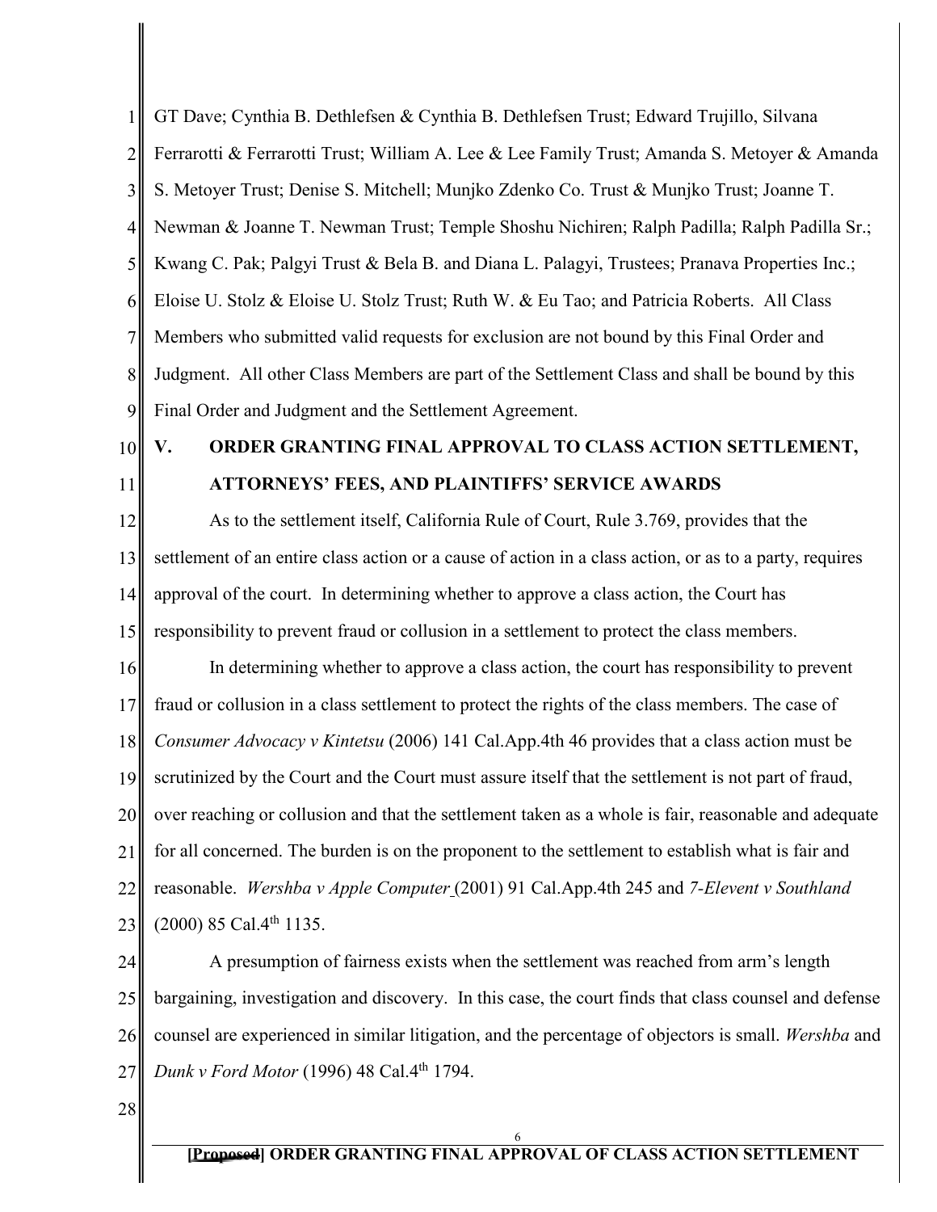GT Dave; Cynthia B. Dethlefsen & Cynthia B. Dethlefsen Trust; Edward Trujillo, Silvana Ferrarotti & Ferrarotti Trust; William A. Lee & Lee Family Trust; Amanda S. Metoyer & Amanda S. Metoyer Trust; Denise S. Mitchell; Munjko Zdenko Co. Trust & Munjko Trust; Joanne T. Newman & Joanne T. Newman Trust; Temple Shoshu Nichiren; Ralph Padilla; Ralph Padilla Sr.; Kwang C. Pak; Palgyi Trust & Bela B. and Diana L. Palagyi, Trustees; Pranava Properties Inc.; Eloise U. Stolz & Eloise U. Stolz Trust; Ruth W. & Eu Tao; and Patricia Roberts. All Class Members who submitted valid requests for exclusion are not bound by this Final Order and Judgment. All other Class Members are part of the Settlement Class and shall be bound by this Final Order and Judgment and the Settlement Agreement.

## V. ORDER GRANTING FINAL APPROVAL TO CLASS ACTION SETTLEMENT, ATTORNEYS' FEES, AND PLAINTIFFS' SERVICE AWARDS

As to the settlement itself, California Rule of Court, Rule 3.769, provides that the settlement of an entire class action or a cause of action in a class action, or as to a party, requires approval of the court. In determining whether to approve a class action, the Court has responsibility to prevent fraud or collusion in a settlement to protect the class members.

In determining whether to approve a class action, the court has responsibility to prevent fraud or collusion in a class settlement to protect the rights of the class members. The case of *Consumer Advocacy v Kintetsu* (2006) 141 Cal.App.4th 46 provides that a class action must be scrutinized by the Court and the Court must assure itself that the settlement is not part of fraud, over reaching or collusion and that the settlement taken as a whole is fair, reasonable and adequate for all concerned. The burden is on the proponent to the settlement to establish what is fair and reasonable. *Wershba v Apple Computer* (2001) 91 Cal.App.4th 245 and *7-Elevent v Southland* (2000) 85 Cal.4th 1135.

A presumption of fairness exists when the settlement was reached from arm's length bargaining, investigation and discovery. In this case, the court finds that class counsel and defense counsel are experienced in similar litigation, and the percentage of objectors is small. *Wershba* and *Dunk v Ford Motor* (1996) 48 Cal.4th 1794.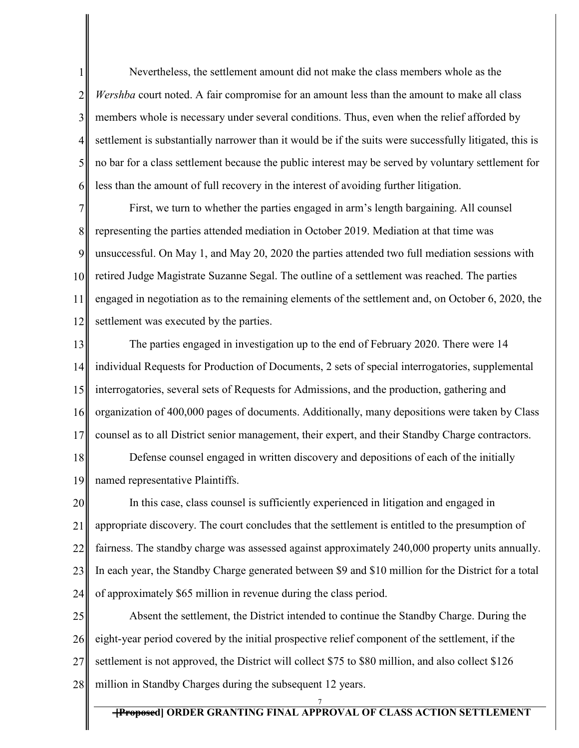Nevertheless, the settlement amount did not make the class members whole as the *Wershba* court noted. A fair compromise for an amount less than the amount to make all class members whole is necessary under several conditions. Thus, even when the relief afforded by settlement is substantially narrower than it would be if the suits were successfully litigated, this is no bar for a class settlement because the public interest may be served by voluntary settlement for less than the amount of full recovery in the interest of avoiding further litigation.

First, we turn to whether the parties engaged in arm's length bargaining. All counsel representing the parties attended mediation in October 2019. Mediation at that time was unsuccessful. On May 1, and May 20, 2020 the parties attended two full mediation sessions with retired Judge Magistrate Suzanne Segal. The outline of a settlement was reached. The parties engaged in negotiation as to the remaining elements of the settlement and, on October 6, 2020, the settlement was executed by the parties.

The parties engaged in investigation up to the end of February 2020. There were 14 individual Requests for Production of Documents, 2 sets of special interrogatories, supplemental interrogatories, several sets of Requests for Admissions, and the production, gathering and organization of 400,000 pages of documents. Additionally, many depositions were taken by Class counsel as to all District senior management, their expert, and their Standby Charge contractors.

Defense counsel engaged in written discovery and depositions of each of the initially named representative Plaintiffs.

In this case, class counsel is sufficiently experienced in litigation and engaged in appropriate discovery. The court concludes that the settlement is entitled to the presumption of fairness. The standby charge was assessed against approximately 240,000 property units annually. In each year, the Standby Charge generated between $9 and $10 million for the District for a total of approximately $65 million in revenue during the class period.

Absent the settlement, the District intended to continue the Standby Charge. During the eight-year period covered by the initial prospective relief component of the settlement, if the settlement is not approved, the District will collect $75 to $80 million, and also collect $126 million in Standby Charges during the subsequent 12 years.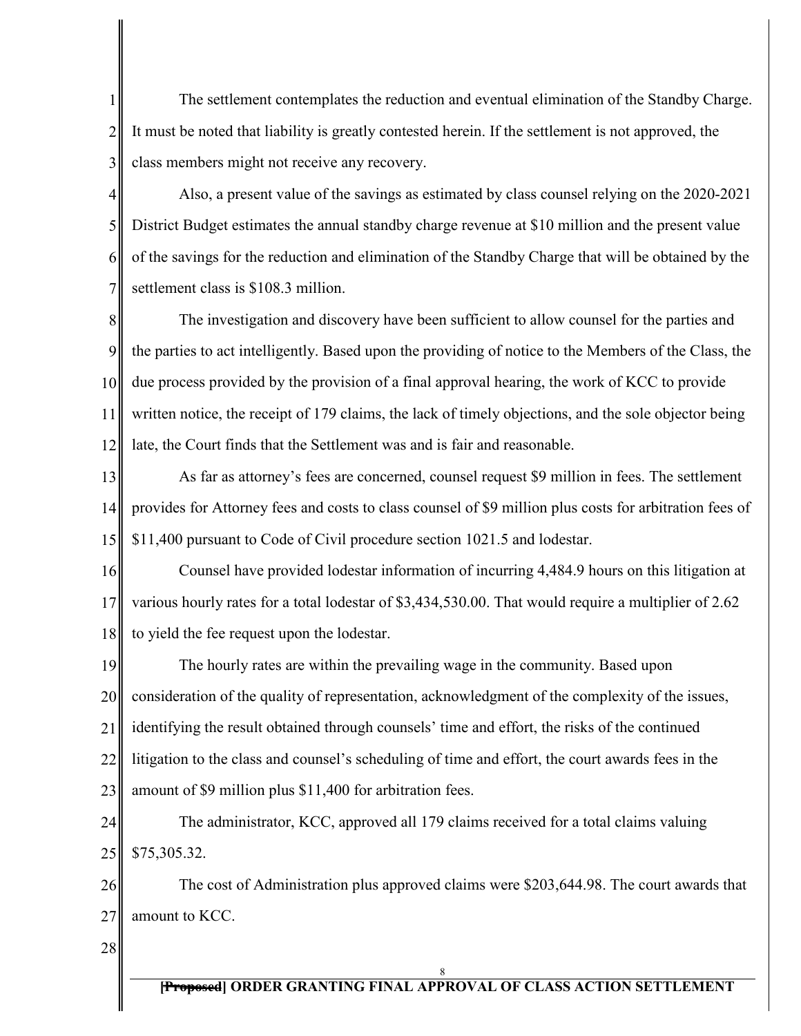The settlement contemplates the reduction and eventual elimination of the Standby Charge. It must be noted that liability is greatly contested herein. If the settlement is not approved, the class members might not receive any recovery.

Also, a present value of the savings as estimated by class counsel relying on the 2020-2021 District Budget estimates the annual standby charge revenue at $10 million and the present value of the savings for the reduction and elimination of the Standby Charge that will be obtained by the settlement class is $108.3 million.

The investigation and discovery have been sufficient to allow counsel for the parties and the parties to act intelligently. Based upon the providing of notice to the Members of the Class, the due process provided by the provision of a final approval hearing, the work of KCC to provide written notice, the receipt of 179 claims, the lack of timely objections, and the sole objector being late, the Court finds that the Settlement was and is fair and reasonable.

As far as attorney's fees are concerned, counsel request $9 million in fees. The settlement provides for Attorney fees and costs to class counsel of $9 million plus costs for arbitration fees of $11,400 pursuant to Code of Civil procedure section 1021.5 and lodestar.

Counsel have provided lodestar information of incurring 4,484.9 hours on this litigation at various hourly rates for a total lodestar of $3,434,530.00. That would require a multiplier of 2.62 to yield the fee request upon the lodestar.

The hourly rates are within the prevailing wage in the community. Based upon consideration of the quality of representation, acknowledgment of the complexity of the issues, identifying the result obtained through counsels' time and effort, the risks of the continued litigation to the class and counsel's scheduling of time and effort, the court awards fees in the amount of $9 million plus $11,400 for arbitration fees.

The administrator, KCC, approved all 179 claims received for a total claims valuing $75,305.32.

The cost of Administration plus approved claims were $203,644.98. The court awards that amount to KCC.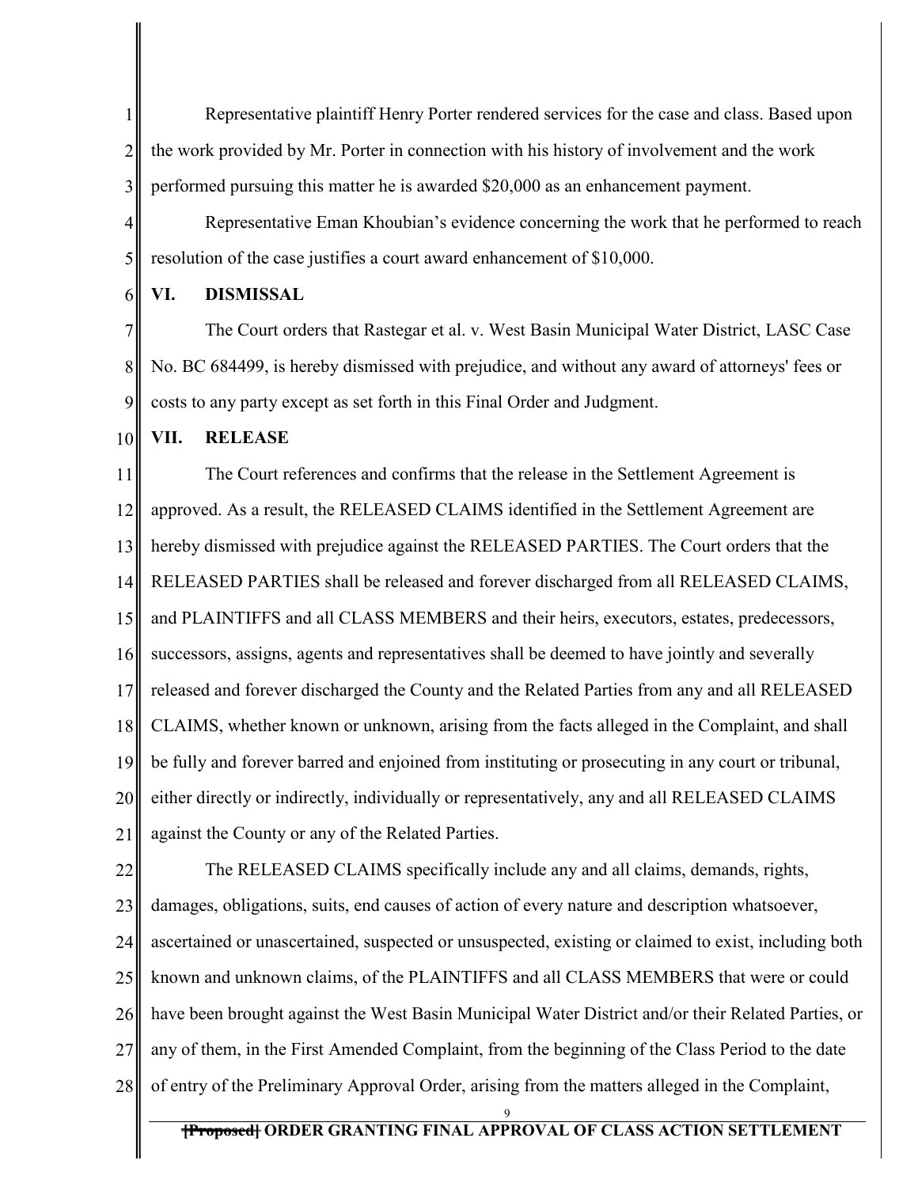Representative plaintiff Henry Porter rendered services for the case and class. Based upon the work provided by Mr. Porter in connection with his history of involvement and the work performed pursuing this matter he is awarded $20,000 as an enhancement payment.

Representative Eman Khoubian's evidence concerning the work that he performed to reach resolution of the case justifies a court award enhancement of $10,000.

## VI. DISMISSAL

The Court orders that Rastegar et al. v. West Basin Municipal Water District, LASC Case No. BC 684499, is hereby dismissed with prejudice, and without any award of attorneys' fees or costs to any party except as set forth in this Final Order and Judgment.

## VII. RELEASE

The Court references and confirms that the release in the Settlement Agreement is approved. As a result, the RELEASED CLAIMS identified in the Settlement Agreement are hereby dismissed with prejudice against the RELEASED PARTIES. The Court orders that the RELEASED PARTIES shall be released and forever discharged from all RELEASED CLAIMS, and PLAINTIFFS and all CLASS MEMBERS and their heirs, executors, estates, predecessors, successors, assigns, agents and representatives shall be deemed to have jointly and severally released and forever discharged the County and the Related Parties from any and all RELEASED CLAIMS, whether known or unknown, arising from the facts alleged in the Complaint, and shall be fully and forever barred and enjoined from instituting or prosecuting in any court or tribunal, either directly or indirectly, individually or representatively, any and all RELEASED CLAIMS against the County or any of the Related Parties.

The RELEASED CLAIMS specifically include any and all claims, demands, rights, damages, obligations, suits, end causes of action of every nature and description whatsoever, ascertained or unascertained, suspected or unsuspected, existing or claimed to exist, including both known and unknown claims, of the PLAINTIFFS and all CLASS MEMBERS that were or could have been brought against the West Basin Municipal Water District and/or their Related Parties, or any of them, in the First Amended Complaint, from the beginning of the Class Period to the date of entry of the Preliminary Approval Order, arising from the matters alleged in the Complaint,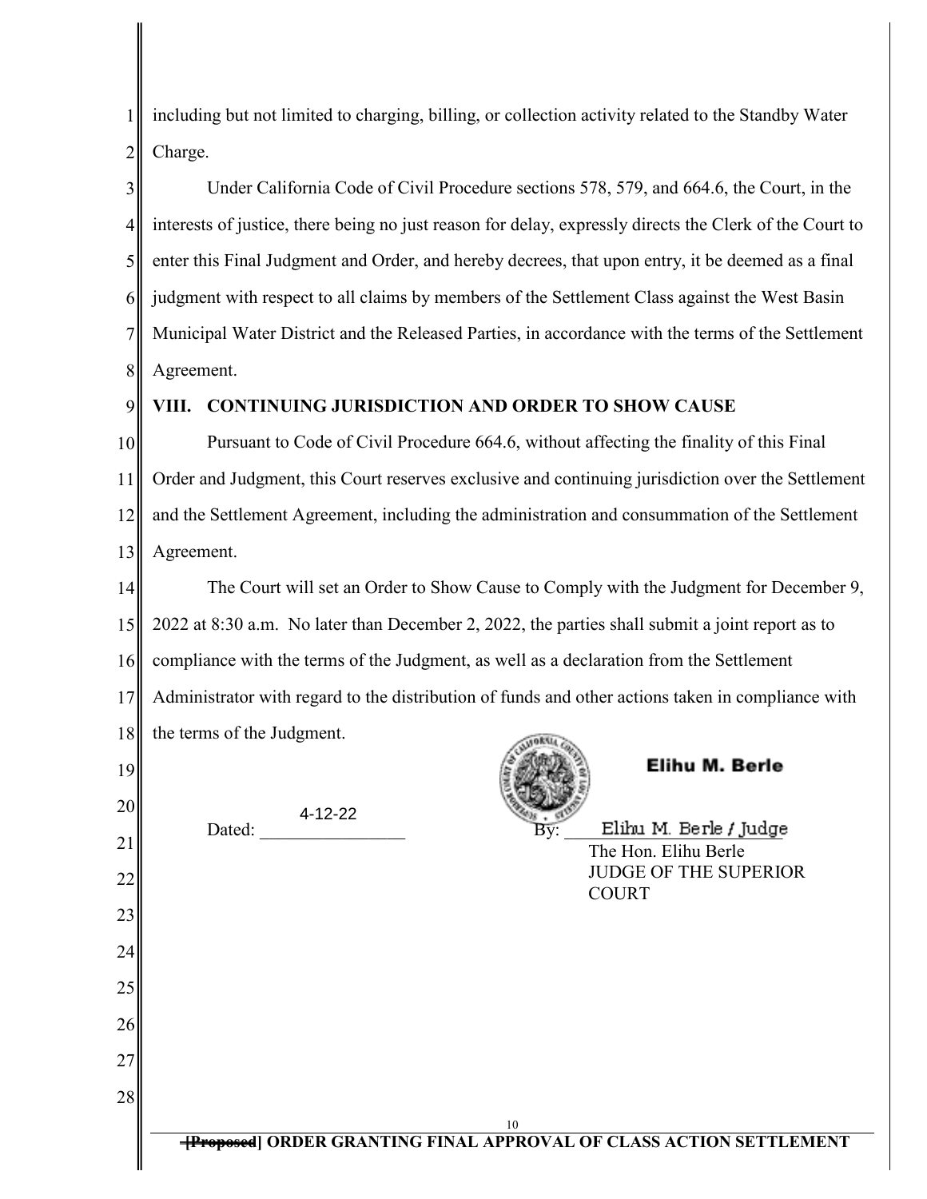including but not limited to charging, billing, or collection activity related to the Standby Water Charge.

Under California Code of Civil Procedure sections 578, 579, and 664.6, the Court, in the interests of justice, there being no just reason for delay, expressly directs the Clerk of the Court to enter this Final Judgment and Order, and hereby decrees, that upon entry, it be deemed as a final judgment with respect to all claims by members of the Settlement Class against the West Basin Municipal Water District and the Released Parties, in accordance with the terms of the Settlement Agreement.

## VIII. CONTINUING JURISDICTION AND ORDER TO SHOW CAUSE

Pursuant to Code of Civil Procedure 664.6, without affecting the finality of this Final Order and Judgment, this Court reserves exclusive and continuing jurisdiction over the Settlement and the Settlement Agreement, including the administration and consummation of the Settlement Agreement.

The Court will set an Order to Show Cause to Comply with the Judgment for December 9, 2022 at 8:30 a.m. No later than December 2, 2022, the parties shall submit a joint report as to compliance with the terms of the Judgment, as well as a declaration from the Settlement Administrator with regard to the distribution of funds and other actions taken in compliance with the terms of the Judgment.

**Elihu M. Berle**

Dated: 4-12-22

By: Elihu M. Berle / Judge
The Hon. Elihu Berle
JUDGE OF THE SUPERIOR COURT

~~[Proposed]~~ ORDER GRANTING FINAL APPROVAL OF CLASS ACTION SETTLEMENT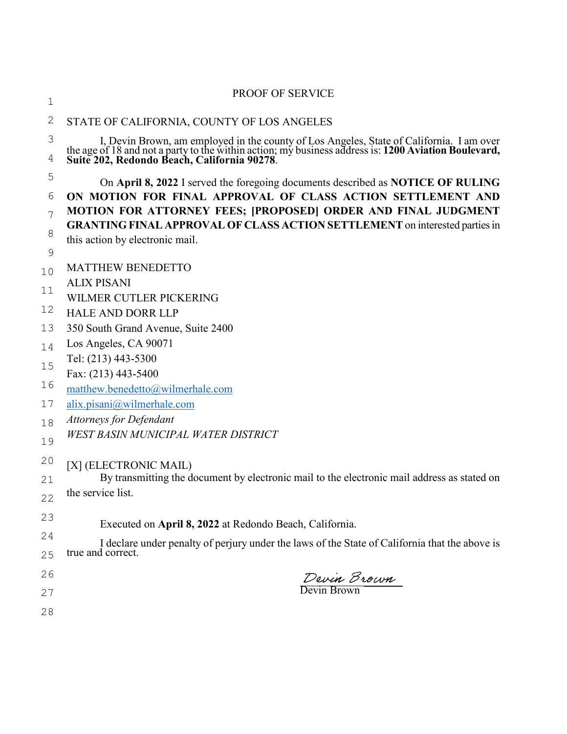# PROOF OF SERVICE

STATE OF CALIFORNIA, COUNTY OF LOS ANGELES

I, Devin Brown, am employed in the county of Los Angeles, State of California. I am over the age of 18 and not a party to the within action; my business address is: **1200 Aviation Boulevard, Suite 202, Redondo Beach, California 90278**.

On **April 8, 2022** I served the foregoing documents described as **NOTICE OF RULING ON MOTION FOR FINAL APPROVAL OF CLASS ACTION SETTLEMENT AND MOTION FOR ATTORNEY FEES; [PROPOSED] ORDER AND FINAL JUDGMENT GRANTING FINAL APPROVAL OF CLASS ACTION SETTLEMENT** on interested parties in this action by electronic mail.

MATTHEW BENEDETTO
ALIX PISANI
WILMER CUTLER PICKERING
HALE AND DORR LLP
350 South Grand Avenue, Suite 2400
Los Angeles, CA 90071
Tel: (213) 443-5300
Fax: (213) 443-5400
matthew.benedetto@wilmerhale.com
alix.pisani@wilmerhale.com
*Attorneys for Defendant*
*WEST BASIN MUNICIPAL WATER DISTRICT*

[X] (ELECTRONIC MAIL)
By transmitting the document by electronic mail to the electronic mail address as stated on the service list.

Executed on **April 8, 2022** at Redondo Beach, California.

I declare under penalty of perjury under the laws of the State of California that the above is true and correct.

Devin Brown
Devin Brown